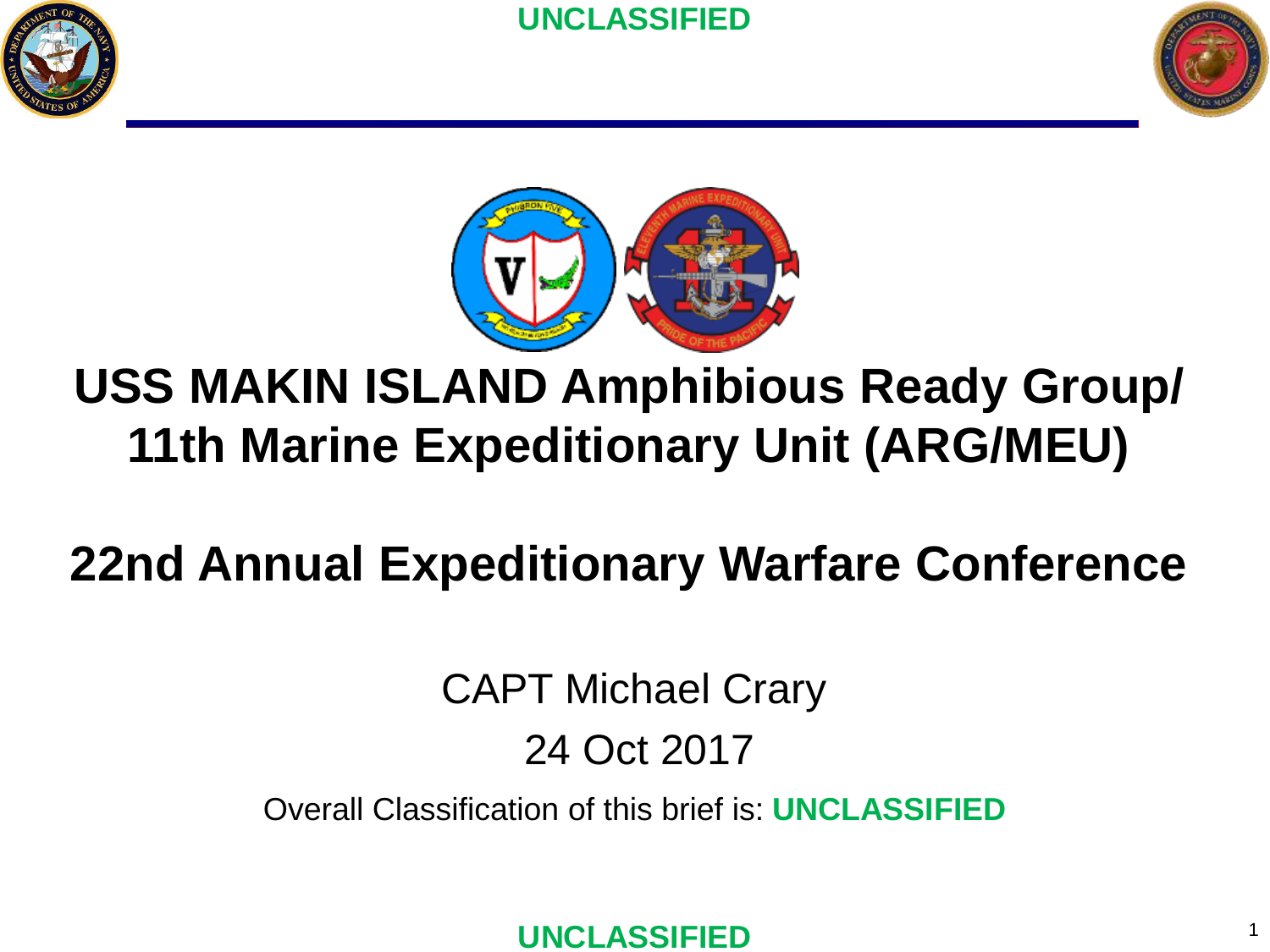# USS MAKIN ISLAND Amphibious Ready Group/ 11th Marine Expeditionary Unit (ARG/MEU)

## 22nd Annual Expeditionary Warfare Conference

CAPT Michael Crary

24 Oct 2017

Overall Classification of this brief is: **UNCLASSIFIED**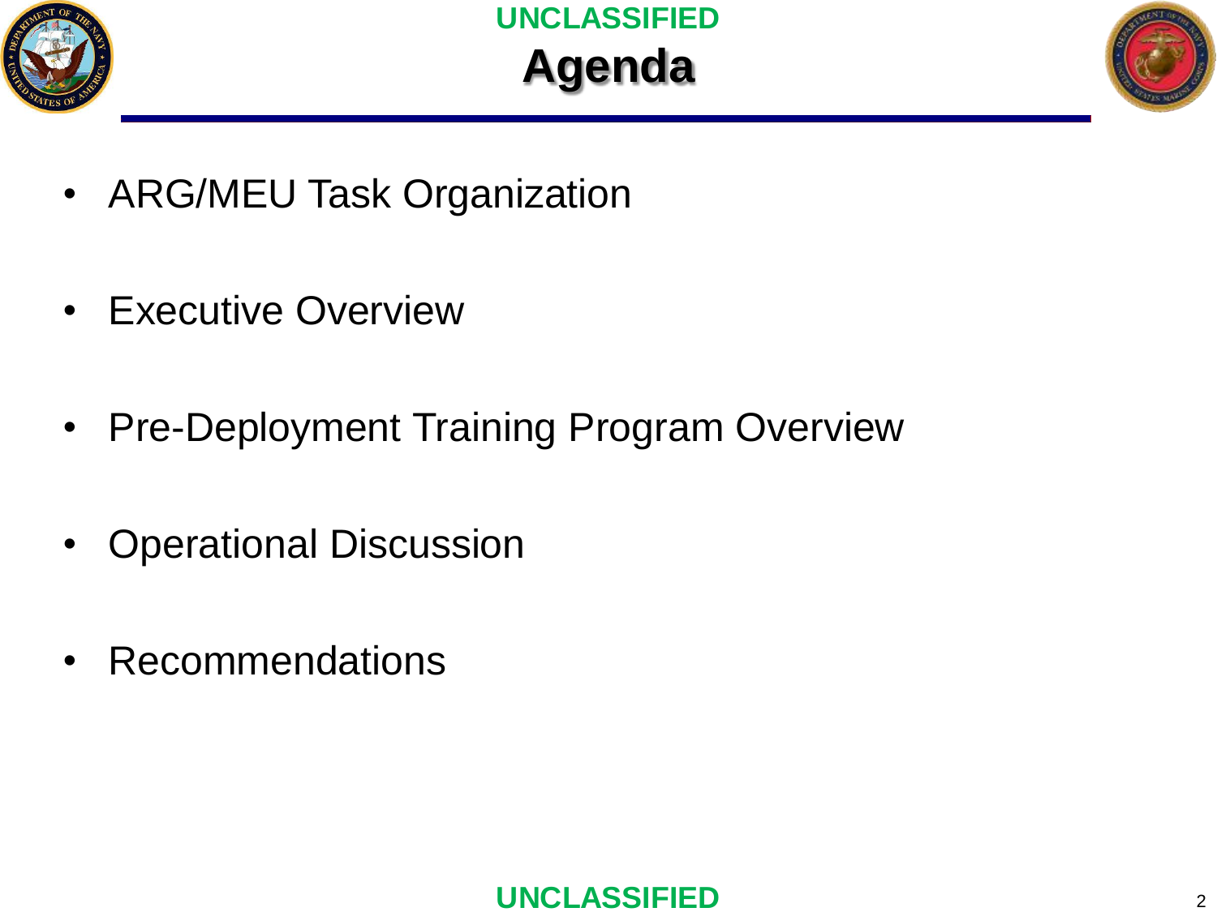# Agenda

- ARG/MEU Task Organization
- Executive Overview
- Pre-Deployment Training Program Overview
- Operational Discussion
- Recommendations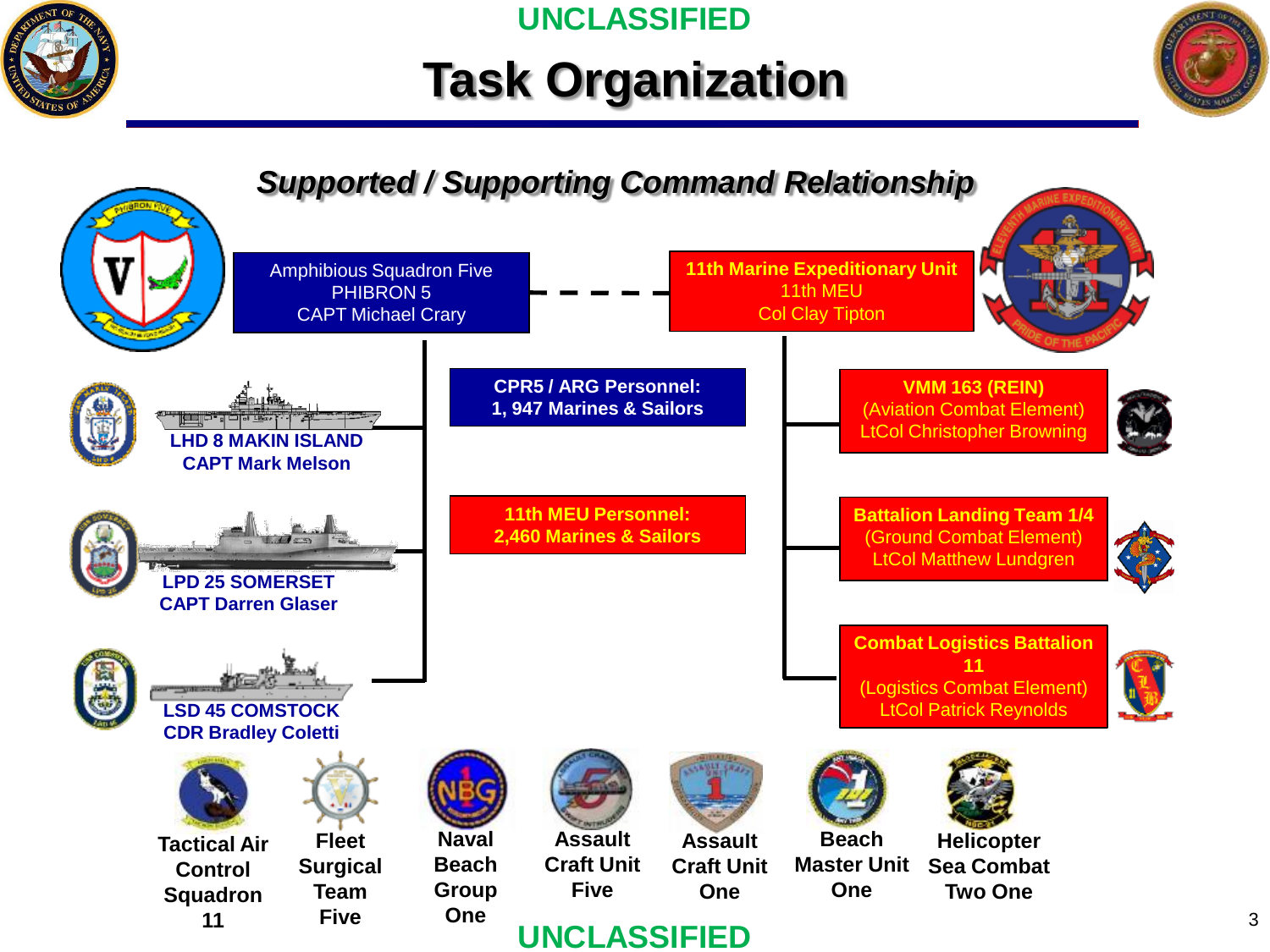UNCLASSIFIED

# Task Organization

## *Supported / Supporting Command Relationship*

**Amphibious Squadron Five**
PHIBRON 5
CAPT Michael Crary

- **LHD 8 MAKIN ISLAND** – CAPT Mark Melson
- **LPD 25 SOMERSET** – CAPT Darren Glaser
- **LSD 45 COMSTOCK** – CDR Bradley Coletti

**CPR5 / ARG Personnel:**
1, 947 Marines & Sailors

**11th Marine Expeditionary Unit**
11th MEU
Col Clay Tipton

- **VMM 163 (REIN)** (Aviation Combat Element) – LtCol Christopher Browning
- **Battalion Landing Team 1/4** (Ground Combat Element) – LtCol Matthew Lundgren
- **Combat Logistics Battalion 11** (Logistics Combat Element) – LtCol Patrick Reynolds

**11th MEU Personnel:**
2,460 Marines & Sailors

- Tactical Air Control Squadron 11
- Fleet Surgical Team Five
- Naval Beach Group One
- Assault Craft Unit Five
- Assault Craft Unit One
- Beach Master Unit One
- Helicopter Sea Combat Two One

UNCLASSIFIED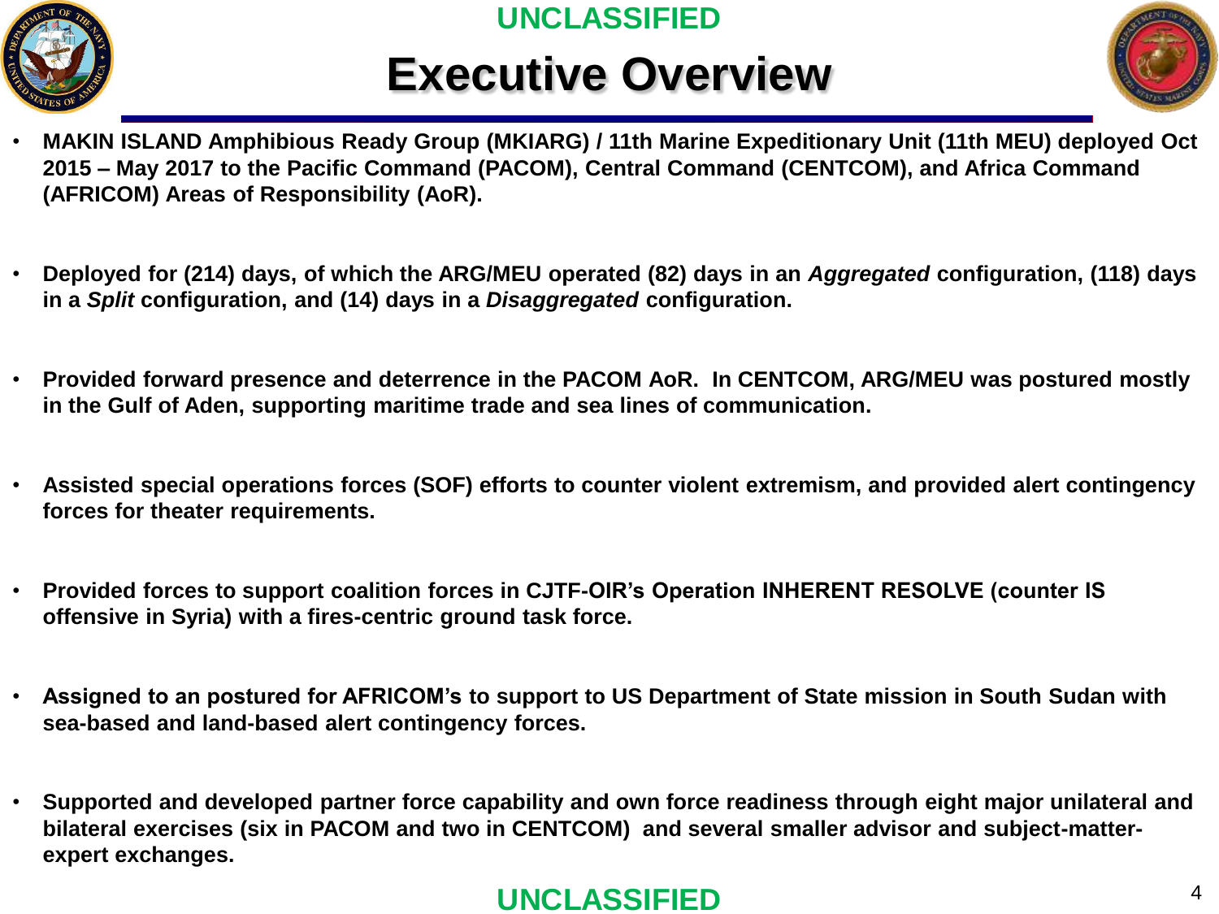# Executive Overview

- **MAKIN ISLAND Amphibious Ready Group (MKIARG) / 11th Marine Expeditionary Unit (11th MEU) deployed Oct 2015 – May 2017 to the Pacific Command (PACOM), Central Command (CENTCOM), and Africa Command (AFRICOM) Areas of Responsibility (AoR).**

- **Deployed for (214) days, of which the ARG/MEU operated (82) days in an *Aggregated* configuration, (118) days in a *Split* configuration, and (14) days in a *Disaggregated* configuration.**

- **Provided forward presence and deterrence in the PACOM AoR. In CENTCOM, ARG/MEU was postured mostly in the Gulf of Aden, supporting maritime trade and sea lines of communication.**

- **Assisted special operations forces (SOF) efforts to counter violent extremism, and provided alert contingency forces for theater requirements.**

- **Provided forces to support coalition forces in CJTF-OIR's Operation INHERENT RESOLVE (counter IS offensive in Syria) with a fires-centric ground task force.**

- **Assigned to an postured for AFRICOM's to support to US Department of State mission in South Sudan with sea-based and land-based alert contingency forces.**

- **Supported and developed partner force capability and own force readiness through eight major unilateral and bilateral exercises (six in PACOM and two in CENTCOM) and several smaller advisor and subject-matter-expert exchanges.**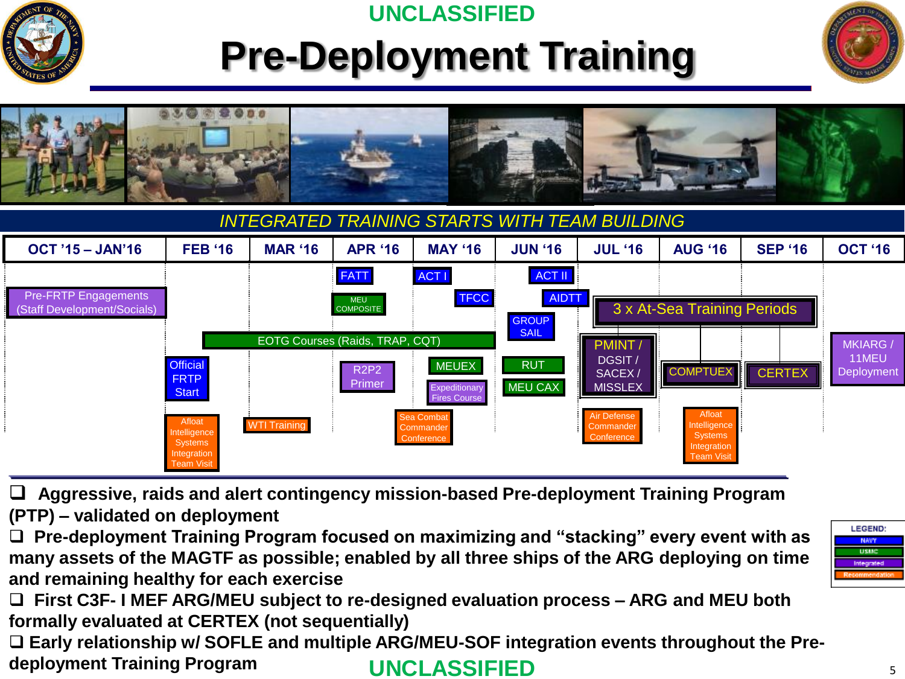UNCLASSIFIED

# Pre-Deployment Training

*INTEGRATED TRAINING STARTS WITH TEAM BUILDING*

| OCT '15 – JAN'16 | FEB '16 | MAR '16 | APR '16 | MAY '16 | JUN '16 | JUL '16 | AUG '16 | SEP '16 | OCT '16 |
|---|---|---|---|---|---|---|---|---|---|
| Pre-FRTP Engagements (Staff Development/Socials) | Official FRTP Start | WTI Training | FATT | ACT I | ACT II | PMINT / DGSIT / SACEX / MISSLEX | COMPTUEX | CERTEX | MKIARG / 11MEU Deployment |
| | Afloat Intelligence Systems Integration Team Visit | | MEU COMPOSITE | TFCC | AIDTT | Air Defense Commander Conference | Afloat Intelligence Systems Integration Team Visit | | |
| | | | R2P2 Primer | MEUEX | GROUP SAIL | | | | |
| | | | | Expeditionary Fires Course | RUT | | | | |
| | | | | Sea Combat Commander Conference | MEU CAX | | | | |

- EOTG Courses (Raids, TRAP, CQT) — FEB '16 through MAY '16
- 3 x At-Sea Training Periods — JUL '16 through SEP '16

LEGEND: NAVY | USMC | Integrated | Recommendation

- **Aggressive, raids and alert contingency mission-based Pre-deployment Training Program (PTP) – validated on deployment**
- **Pre-deployment Training Program focused on maximizing and "stacking" every event with as many assets of the MAGTF as possible; enabled by all three ships of the ARG deploying on time and remaining healthy for each exercise**
- **First C3F- I MEF ARG/MEU subject to re-designed evaluation process – ARG and MEU both formally evaluated at CERTEX (not sequentially)**
- **Early relationship w/ SOFLE and multiple ARG/MEU-SOF integration events throughout the Pre-deployment Training Program**

UNCLASSIFIED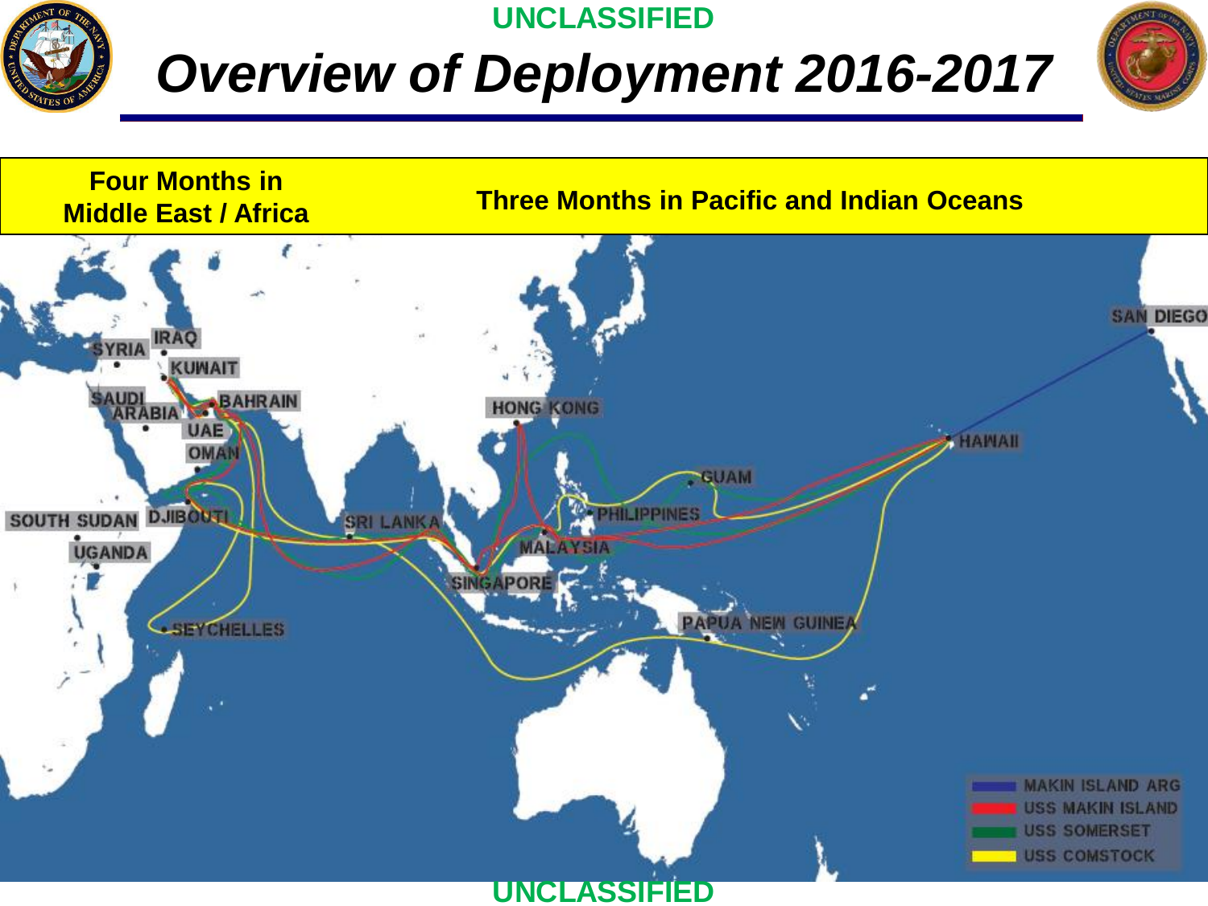UNCLASSIFIED

# *Overview of Deployment 2016-2017*

| Four Months in Middle East / Africa | Three Months in Pacific and Indian Oceans |
| --- | --- |

SYRIA, IRAQ, KUWAIT, SAUDI ARABIA, BAHRAIN, UAE, OMAN, SOUTH SUDAN, DJIBOUTI, UGANDA, SEYCHELLES, SRI LANKA, SINGAPORE, MALAYSIA, HONG KONG, PHILIPPINES, GUAM, PAPUA NEW GUINEA, HAWAII, SAN DIEGO

- MAKIN ISLAND ARG
- USS MAKIN ISLAND
- USS SOMERSET
- USS COMSTOCK

UNCLASSIFIED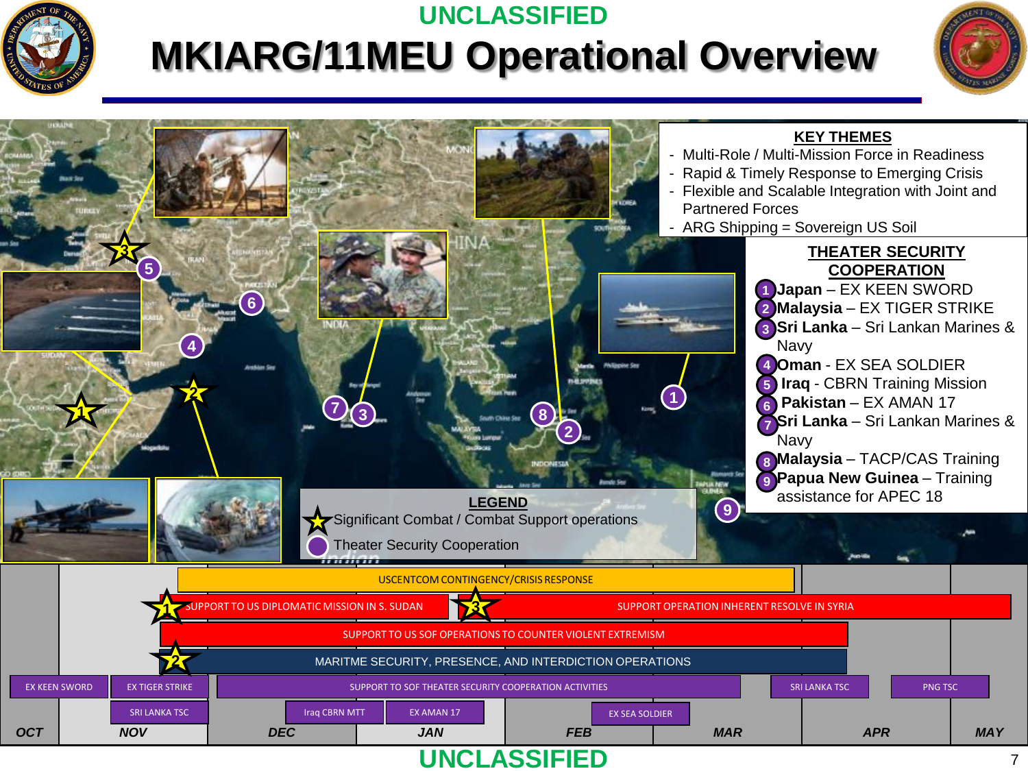UNCLASSIFIED

# MKIARG/11MEU Operational Overview

## KEY THEMES

- Multi-Role / Multi-Mission Force in Readiness
- Rapid & Timely Response to Emerging Crisis
- Flexible and Scalable Integration with Joint and Partnered Forces
- ARG Shipping = Sovereign US Soil

## THEATER SECURITY COOPERATION

1. **Japan** – EX KEEN SWORD
2. **Malaysia** – EX TIGER STRIKE
3. **Sri Lanka** – Sri Lankan Marines & Navy
4. **Oman** - EX SEA SOLDIER
5. **Iraq** - CBRN Training Mission
6. **Pakistan** – EX AMAN 17
7. **Sri Lanka** – Sri Lankan Marines & Navy
8. **Malaysia** – TACP/CAS Training
9. **Papua New Guinea** – Training assistance for APEC 18

## LEGEND

- ★ Significant Combat / Combat Support operations
- ● Theater Security Cooperation

## Timeline (OCT – MAY)

- USCENTCOM CONTINGENCY/CRISIS RESPONSE
- ★1 SUPPORT TO US DIPLOMATIC MISSION IN S. SUDAN
- ★3 SUPPORT OPERATION INHERENT RESOLVE IN SYRIA
- SUPPORT TO US SOF OPERATIONS TO COUNTER VIOLENT EXTREMISM
- ★2 MARITME SECURITY, PRESENCE, AND INTERDICTION OPERATIONS
- EX KEEN SWORD
- EX TIGER STRIKE
- SRI LANKA TSC
- SUPPORT TO SOF THEATER SECURITY COOPERATION ACTIVITIES
- Iraq CBRN MTT
- EX AMAN 17
- EX SEA SOLDIER
- SRI LANKA TSC
- PNG TSC

OCT | NOV | DEC | JAN | FEB | MAR | APR | MAY

UNCLASSIFIED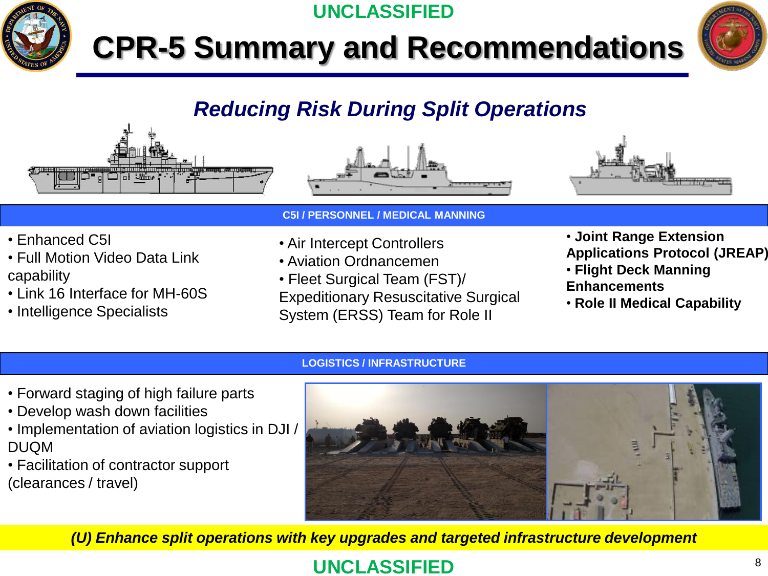UNCLASSIFIED

# CPR-5 Summary and Recommendations

## *Reducing Risk During Split Operations*

### C5I / PERSONNEL / MEDICAL MANNING

- Enhanced C5I
- Full Motion Video Data Link capability
- Link 16 Interface for MH-60S
- Intelligence Specialists

- Air Intercept Controllers
- Aviation Ordnancemen
- Fleet Surgical Team (FST)/ Expeditionary Resuscitative Surgical System (ERSS) Team for Role II

- **Joint Range Extension Applications Protocol (JREAP)**
- **Flight Deck Manning Enhancements**
- **Role II Medical Capability**

### LOGISTICS / INFRASTRUCTURE

- Forward staging of high failure parts
- Develop wash down facilities
- Implementation of aviation logistics in DJI / DUQM
- Facilitation of contractor support (clearances / travel)

***(U) Enhance split operations with key upgrades and targeted infrastructure development***

UNCLASSIFIED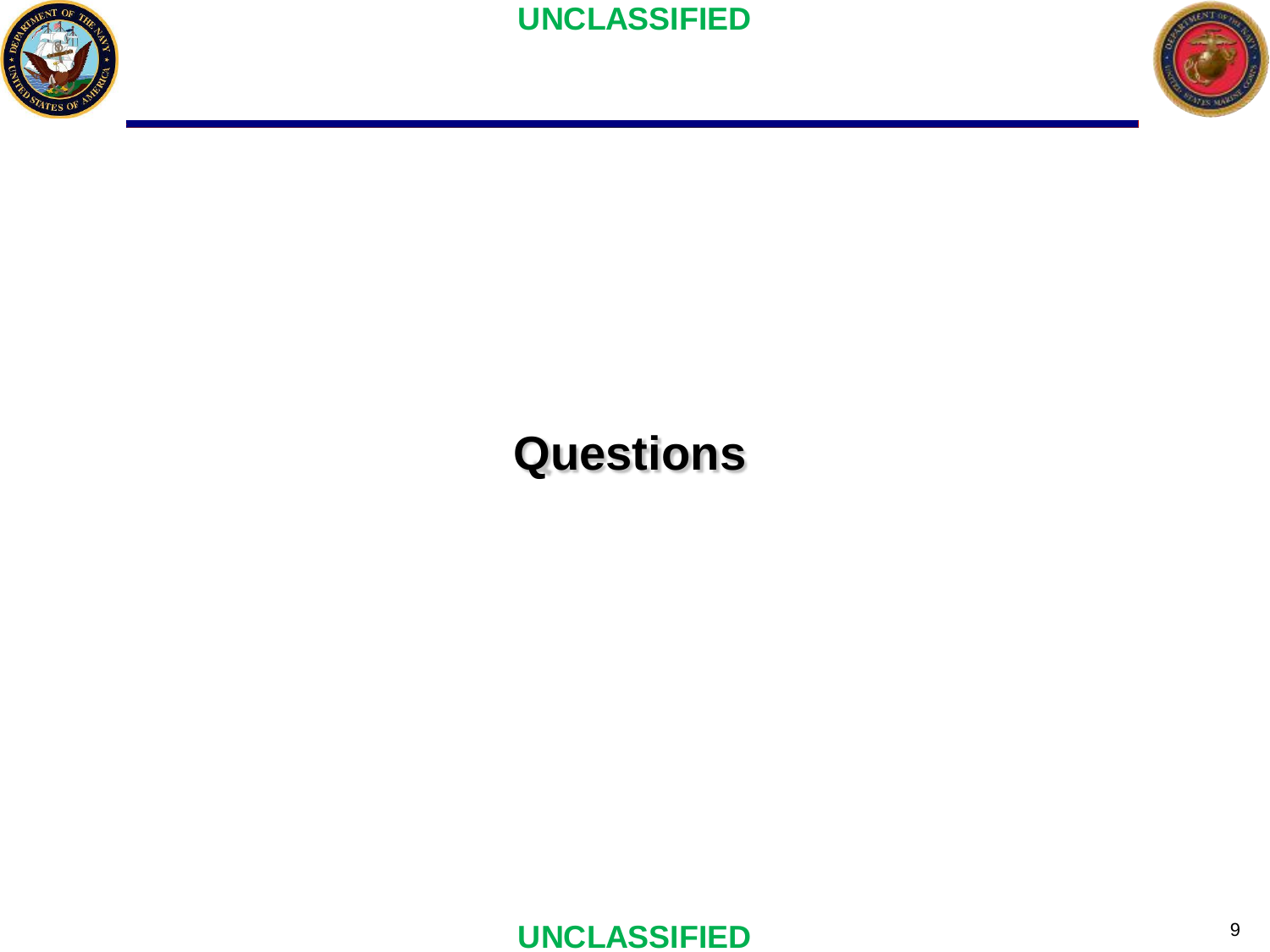# Questions